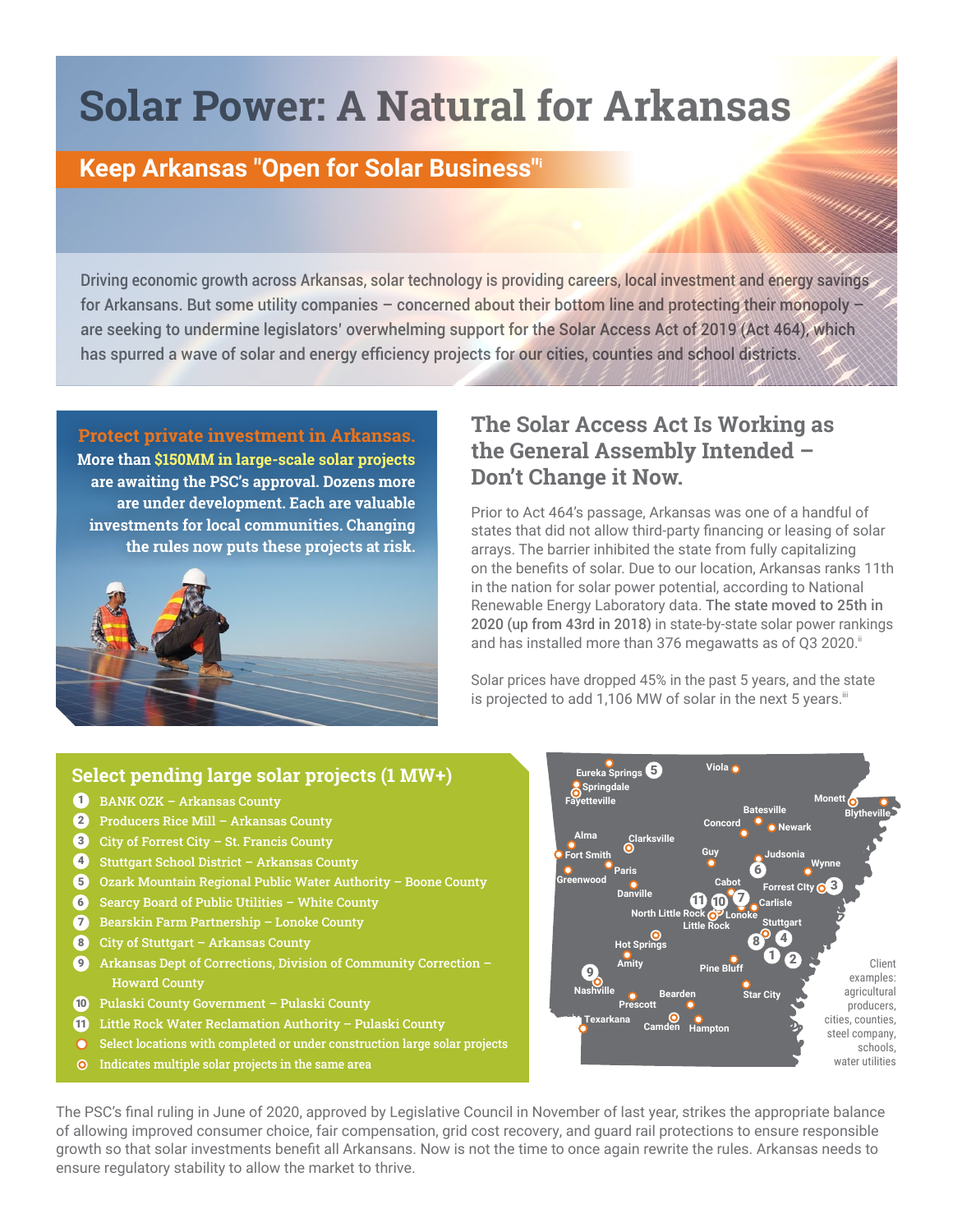# Solar Power: A Natural for Arkansas

## Keep Arkansas "Open for Solar Business"[i]

Driving economic growth across Arkansas, solar technology is providing careers, local investment and energy savings for Arkansans. But some utility companies – concerned about their bottom line and protecting their monopoly – are seeking to undermine legislators' overwhelming support for the Solar Access Act of 2019 (Act 464), which has spurred a wave of solar and energy efficiency projects for our cities, counties and school districts.

**Protect private investment in Arkansas.**
**More than $150MM in large-scale solar projects are awaiting the PSC's approval. Dozens more are under development. Each are valuable investments for local communities. Changing the rules now puts these projects at risk.**

## The Solar Access Act Is Working as the General Assembly Intended – Don't Change it Now.

Prior to Act 464's passage, Arkansas was one of a handful of states that did not allow third-party financing or leasing of solar arrays. The barrier inhibited the state from fully capitalizing on the benefits of solar. Due to our location, Arkansas ranks 11th in the nation for solar power potential, according to National Renewable Energy Laboratory data. The state moved to 25th in 2020 (up from 43rd in 2018) in state-by-state solar power rankings and has installed more than 376 megawatts as of Q3 2020.[ii]

Solar prices have dropped 45% in the past 5 years, and the state is projected to add 1,106 MW of solar in the next 5 years.[iii]

### Select pending large solar projects (1 MW+)

1. BANK OZK – Arkansas County
2. Producers Rice Mill – Arkansas County
3. City of Forrest City – St. Francis County
4. Stuttgart School District – Arkansas County
5. Ozark Mountain Regional Public Water Authority – Boone County
6. Searcy Board of Public Utilities – White County
7. Bearskin Farm Partnership – Lonoke County
8. City of Stuttgart – Arkansas County
9. Arkansas Dept of Corrections, Division of Community Correction – Howard County
10. Pulaski County Government – Pulaski County
11. Little Rock Water Reclamation Authority – Pulaski County

- Select locations with completed or under construction large solar projects
- Indicates multiple solar projects in the same area

Eureka Springs, Springdale, Fayetteville, Viola, Monett, Blytheville, Batesville, Concord, Newark, Alma, Fort Smith, Clarksville, Greenwood, Paris, Guy, Judsonia, Wynne, Danville, Cabot, Forrest City, North Little Rock, Lonoke, Carlisle, Little Rock, Stuttgart, Hot Springs, Amity, Pine Bluff, Nashville, Bearden, Star City, Prescott, Texarkana, Camden, Hampton

Client examples: agricultural producers, cities, counties, steel company, schools, water utilities

The PSC's final ruling in June of 2020, approved by Legislative Council in November of last year, strikes the appropriate balance of allowing improved consumer choice, fair compensation, grid cost recovery, and guard rail protections to ensure responsible growth so that solar investments benefit all Arkansans. Now is not the time to once again rewrite the rules. Arkansas needs to ensure regulatory stability to allow the market to thrive.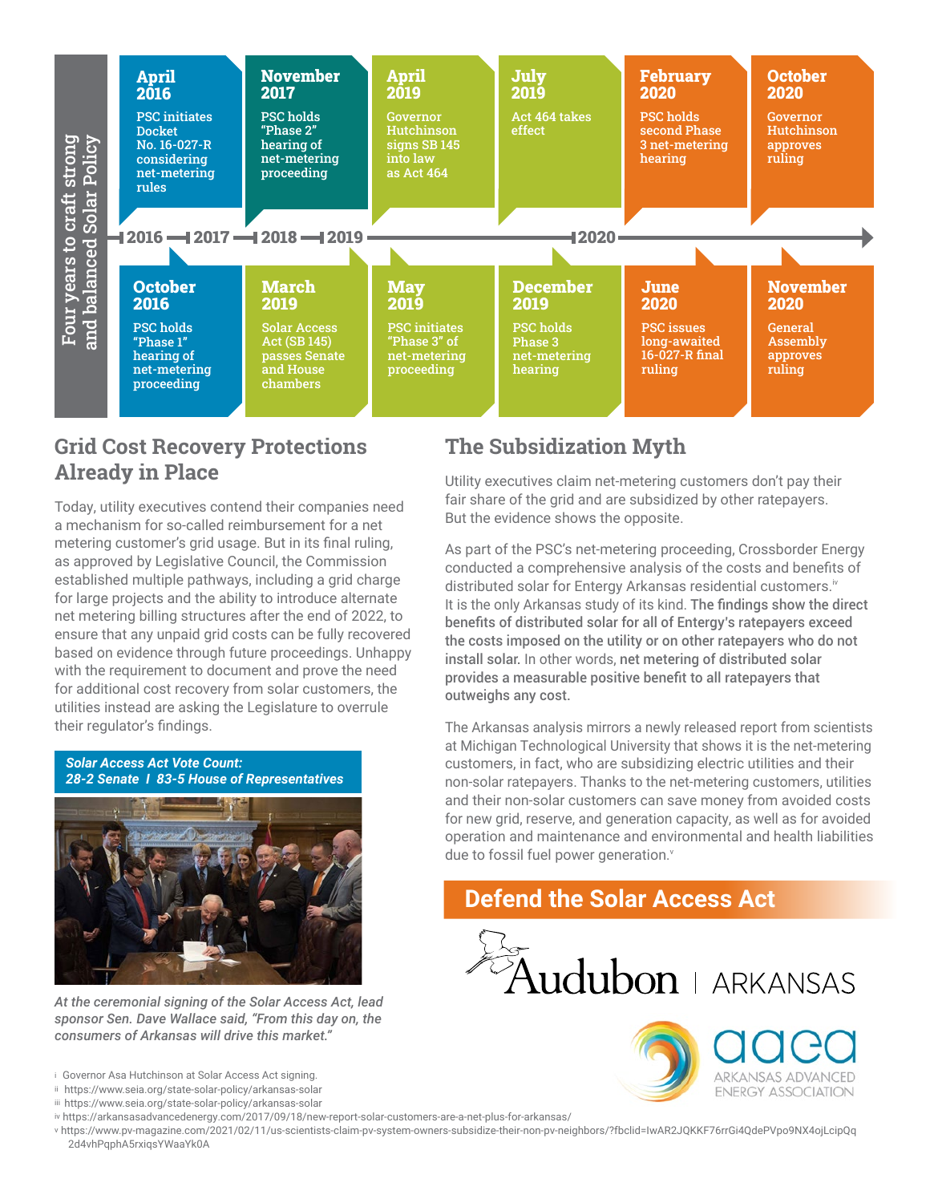**Four years to craft strong and balanced Solar Policy**

**April 2016**
PSC initiates Docket No. 16-027-R considering net-metering rules

**October 2016**
PSC holds "Phase 1" hearing of net-metering proceeding

**November 2017**
PSC holds "Phase 2" hearing of net-metering proceeding

**March 2019**
Solar Access Act (SB 145) passes Senate and House chambers

**April 2019**
Governor Hutchinson signs SB 145 into law as Act 464

**May 2019**
PSC initiates "Phase 3" of net-metering proceeding

**July 2019**
Act 464 takes effect

**December 2019**
PSC holds Phase 3 net-metering hearing

**February 2020**
PSC holds second Phase 3 net-metering hearing

**June 2020**
PSC issues long-awaited 16-027-R final ruling

**October 2020**
Governor Hutchinson approves ruling

**November 2020**
General Assembly approves ruling

2016 — 2017 — 2018 — 2019 — 2020

## Grid Cost Recovery Protections Already in Place

Today, utility executives contend their companies need a mechanism for so-called reimbursement for a net metering customer's grid usage. But in its final ruling, as approved by Legislative Council, the Commission established multiple pathways, including a grid charge for large projects and the ability to introduce alternate net metering billing structures after the end of 2022, to ensure that any unpaid grid costs can be fully recovered based on evidence through future proceedings. Unhappy with the requirement to document and prove the need for additional cost recovery from solar customers, the utilities instead are asking the Legislature to overrule their regulator's findings.

***Solar Access Act Vote Count:***
***28-2 Senate I 83-5 House of Representatives***

*At the ceremonial signing of the Solar Access Act, lead sponsor Sen. Dave Wallace said, "From this day on, the consumers of Arkansas will drive this market."*

## The Subsidization Myth

Utility executives claim net-metering customers don't pay their fair share of the grid and are subsidized by other ratepayers. But the evidence shows the opposite.

As part of the PSC's net-metering proceeding, Crossborder Energy conducted a comprehensive analysis of the costs and benefits of distributed solar for Entergy Arkansas residential customers.[iv] It is the only Arkansas study of its kind. **The findings show the direct benefits of distributed solar for all of Entergy's ratepayers exceed the costs imposed on the utility or on other ratepayers who do not install solar.** In other words, **net metering of distributed solar provides a measurable positive benefit to all ratepayers that outweighs any cost.**

The Arkansas analysis mirrors a newly released report from scientists at Michigan Technological University that shows it is the net-metering customers, in fact, who are subsidizing electric utilities and their non-solar ratepayers. Thanks to the net-metering customers, utilities and their non-solar customers can save money from avoided costs for new grid, reserve, and generation capacity, as well as for avoided operation and maintenance and environmental and health liabilities due to fossil fuel power generation.[v]

## Defend the Solar Access Act

Audubon | ARKANSAS

aaea ARKANSAS ADVANCED ENERGY ASSOCIATION

[i] Governor Asa Hutchinson at Solar Access Act signing.
[ii] https://www.seia.org/state-solar-policy/arkansas-solar
[iii] https://www.seia.org/state-solar-policy/arkansas-solar
[iv] https://arkansasadvancedenergy.com/2017/09/18/new-report-solar-customers-are-a-net-plus-for-arkansas/
[v] https://www.pv-magazine.com/2021/02/11/us-scientists-claim-pv-system-owners-subsidize-their-non-pv-neighbors/?fbclid=IwAR2JQKKF76rrGi4QdePVpo9NX4ojLcipQq2d4vhPqphA5rxiqsYWaaYk0A